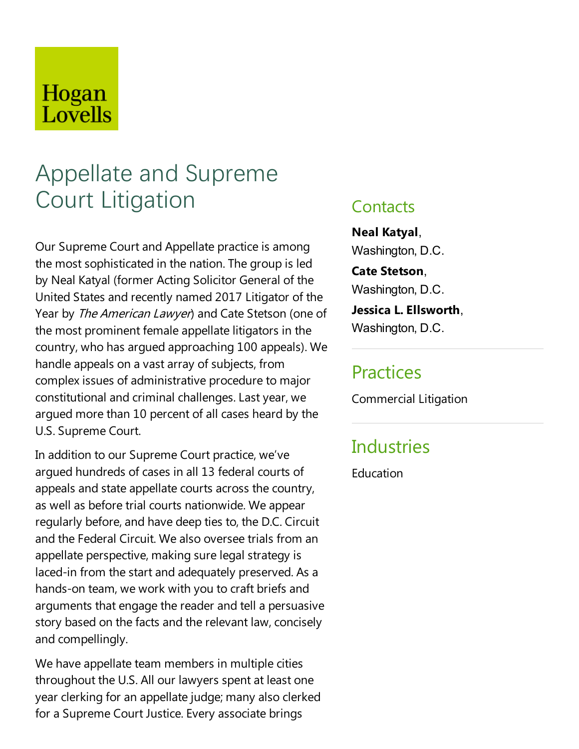Hogan Lovells

# Appellate and Supreme Court Litigation

Our Supreme Court and Appellate practice is among the most sophisticated in the nation. The group is led by Neal Katyal (former Acting Solicitor General of the United States and recently named 2017 Litigator of the Year by *The American Lawyer*) and Cate Stetson (one of the most prominent female appellate litigators in the country, who has argued approaching 100 appeals). We handle appeals on a vast array of subjects, from complex issues of administrative procedure to major constitutional and criminal challenges. Last year, we argued more than 10 percent of all cases heard by the U.S. Supreme Court.

In addition to our Supreme Court practice, we've argued hundreds of cases in all 13 federal courts of appeals and state appellate courts across the country, as well as before trial courts nationwide. We appear regularly before, and have deep ties to, the D.C. Circuit and the Federal Circuit. We also oversee trials from an appellate perspective, making sure legal strategy is laced-in from the start and adequately preserved. As a hands-on team, we work with you to craft briefs and arguments that engage the reader and tell a persuasive story based on the facts and the relevant law, concisely and compellingly.

We have appellate team members in multiple cities throughout the U.S. All our lawyers spent at least one year clerking for an appellate judge; many also clerked for a Supreme Court Justice. Every associate brings

## Contacts

**Neal Katyal**, Washington, D.C.

**Cate Stetson**, Washington, D.C.

**Jessica L. Ellsworth**, Washington, D.C.

## Practices

Commercial Litigation

## Industries

Education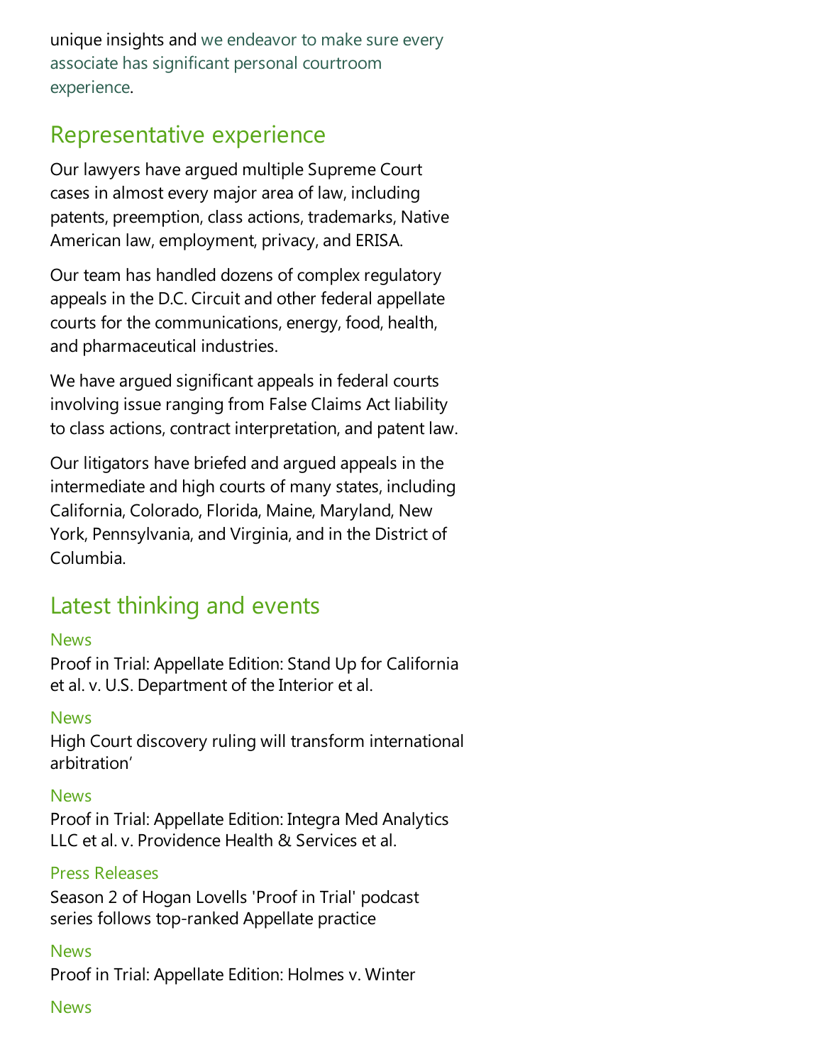unique insights and we endeavor to make sure every associate has significant personal courtroom experience.

## Representative experience

Our lawyers have argued multiple Supreme Court cases in almost every major area of law, including patents, preemption, class actions, trademarks, Native American law, employment, privacy, and ERISA.

Our team has handled dozens of complex regulatory appeals in the D.C. Circuit and other federal appellate courts for the communications, energy, food, health, and pharmaceutical industries.

We have argued significant appeals in federal courts involving issue ranging from False Claims Act liability to class actions, contract interpretation, and patent law.

Our litigators have briefed and argued appeals in the intermediate and high courts of many states, including California, Colorado, Florida, Maine, Maryland, New York, Pennsylvania, and Virginia, and in the District of Columbia.

## Latest thinking and events

News

Proof in Trial: Appellate Edition: Stand Up for California et al. v. U.S. Department of the Interior et al.

News

High Court discovery ruling will transform international arbitration'

News

Proof in Trial: Appellate Edition: Integra Med Analytics LLC et al. v. Providence Health & Services et al.

Press Releases

Season 2 of Hogan Lovells 'Proof in Trial' podcast series follows top-ranked Appellate practice

News

Proof in Trial: Appellate Edition: Holmes v. Winter

News